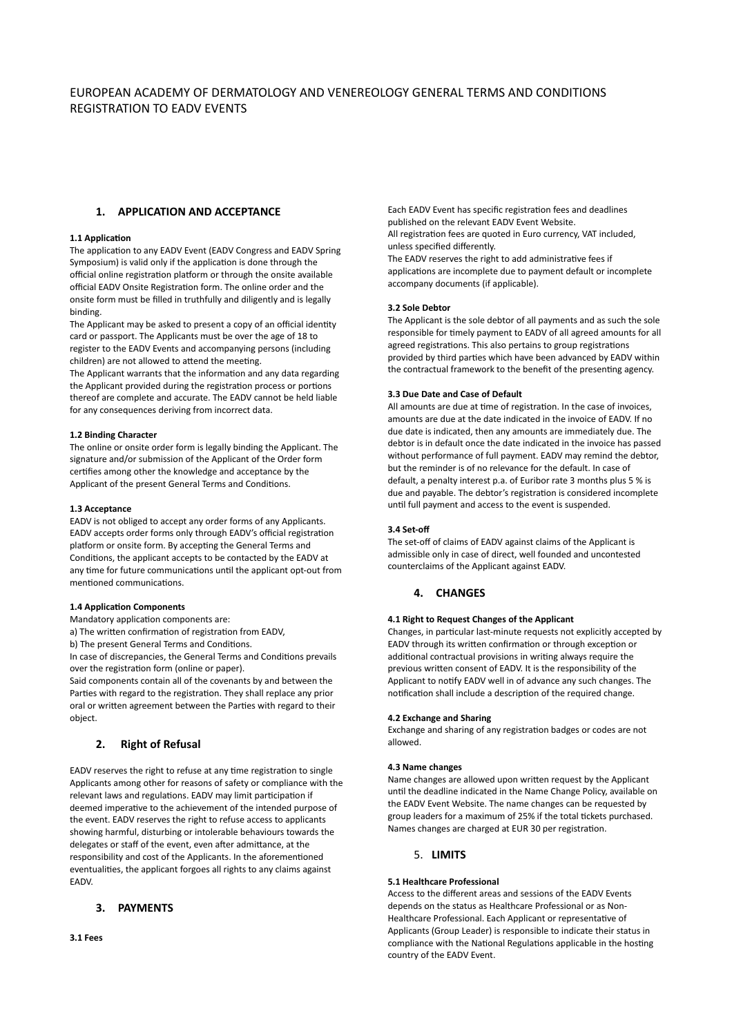# EUROPEAN ACADEMY OF DERMATOLOGY AND VENEREOLOGY GENERAL TERMS AND CONDITIONS REGISTRATION TO EADV EVENTS

## 1. APPLICATION AND ACCEPTANCE

### 1.1 Application

The application to any EADV Event (EADV Congress and EADV Spring Symposium) is valid only if the application is done through the official online registration platform or through the onsite available official EADV Onsite Registration form. The online order and the onsite form must be filled in truthfully and diligently and is legally binding.

The Applicant may be asked to present a copy of an official identity card or passport. The Applicants must be over the age of 18 to register to the EADV Events and accompanying persons (including children) are not allowed to attend the meeting.

The Applicant warrants that the information and any data regarding the Applicant provided during the registration process or portions thereof are complete and accurate. The EADV cannot be held liable for any consequences deriving from incorrect data.

### 1.2 Binding Character

The online or onsite order form is legally binding the Applicant. The signature and/or submission of the Applicant of the Order form certifies among other the knowledge and acceptance by the Applicant of the present General Terms and Conditions.

### 1.3 Acceptance

EADV is not obliged to accept any order forms of any Applicants. EADV accepts order forms only through EADV's official registration platform or onsite form. By accepting the General Terms and Conditions, the applicant accepts to be contacted by the EADV at any time for future communications until the applicant opt-out from mentioned communications.

### 1.4 Application Components

Mandatory application components are:

a) The written confirmation of registration from EADV,

b) The present General Terms and Conditions.

In case of discrepancies, the General Terms and Conditions prevails over the registration form (online or paper).

Said components contain all of the covenants by and between the Parties with regard to the registration. They shall replace any prior oral or written agreement between the Parties with regard to their object.

## 2. Right of Refusal

EADV reserves the right to refuse at any time registration to single Applicants among other for reasons of safety or compliance with the relevant laws and regulations. EADV may limit participation if deemed imperative to the achievement of the intended purpose of the event. EADV reserves the right to refuse access to applicants showing harmful, disturbing or intolerable behaviours towards the delegates or staff of the event, even after admittance, at the responsibility and cost of the Applicants. In the aforementioned eventualities, the applicant forgoes all rights to any claims against EADV.

## 3. PAYMENTS

### 3.1 Fees

Each EADV Event has specific registration fees and deadlines published on the relevant EADV Event Website.

All registration fees are quoted in Euro currency, VAT included, unless specified differently.

The EADV reserves the right to add administrative fees if applications are incomplete due to payment default or incomplete accompany documents (if applicable).

### 3.2 Sole Debtor

The Applicant is the sole debtor of all payments and as such the sole responsible for timely payment to EADV of all agreed amounts for all agreed registrations. This also pertains to group registrations provided by third parties which have been advanced by EADV within the contractual framework to the benefit of the presenting agency.

### 3.3 Due Date and Case of Default

All amounts are due at time of registration. In the case of invoices, amounts are due at the date indicated in the invoice of EADV. If no due date is indicated, then any amounts are immediately due. The debtor is in default once the date indicated in the invoice has passed without performance of full payment. EADV may remind the debtor, but the reminder is of no relevance for the default. In case of default, a penalty interest p.a. of Euribor rate 3 months plus 5 % is due and payable. The debtor's registration is considered incomplete until full payment and access to the event is suspended.

### 3.4 Set-off

The set-off of claims of EADV against claims of the Applicant is admissible only in case of direct, well founded and uncontested counterclaims of the Applicant against EADV.

## 4. CHANGES

### 4.1 Right to Request Changes of the Applicant

Changes, in particular last-minute requests not explicitly accepted by EADV through its written confirmation or through exception or additional contractual provisions in writing always require the previous written consent of EADV. It is the responsibility of the Applicant to notify EADV well in of advance any such changes. The notification shall include a description of the required change.

### 4.2 Exchange and Sharing

Exchange and sharing of any registration badges or codes are not allowed.

### 4.3 Name changes

Name changes are allowed upon written request by the Applicant until the deadline indicated in the Name Change Policy, available on the EADV Event Website. The name changes can be requested by group leaders for a maximum of 25% if the total tickets purchased. Names changes are charged at EUR 30 per registration.

## 5. LIMITS

### 5.1 Healthcare Professional

Access to the different areas and sessions of the EADV Events depends on the status as Healthcare Professional or as Non-Healthcare Professional. Each Applicant or representative of Applicants (Group Leader) is responsible to indicate their status in compliance with the National Regulations applicable in the hosting country of the EADV Event.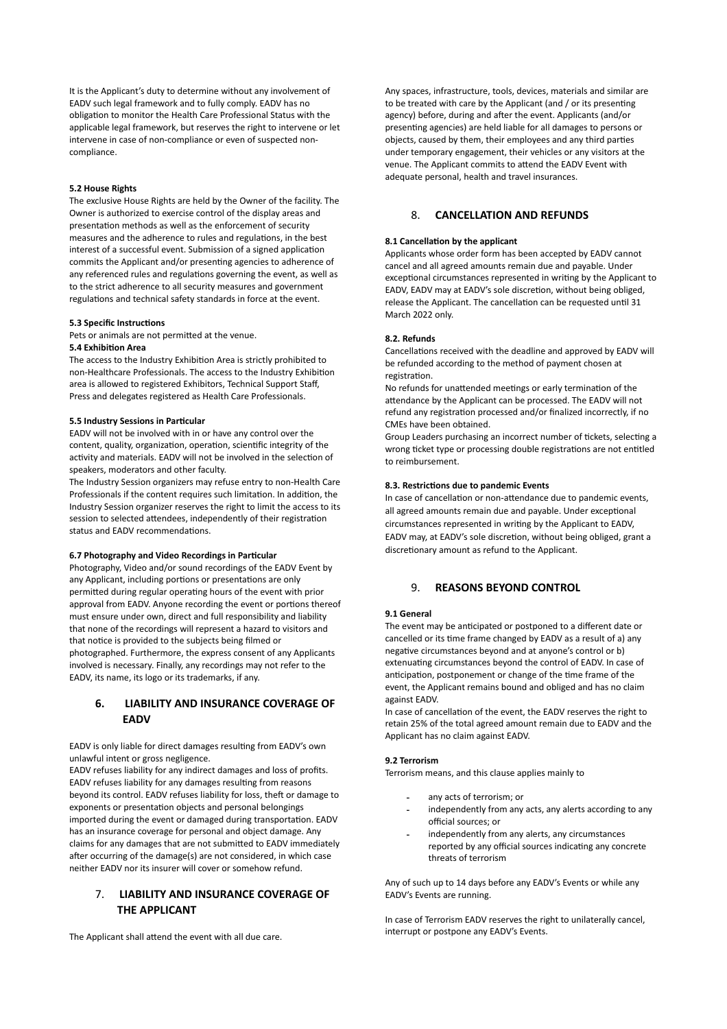It is the Applicant's duty to determine without any involvement of EADV such legal framework and to fully comply. EADV has no obligation to monitor the Health Care Professional Status with the applicable legal framework, but reserves the right to intervene or let intervene in case of non-compliance or even of suspected non-compliance.

**5.2 House Rights**

The exclusive House Rights are held by the Owner of the facility. The Owner is authorized to exercise control of the display areas and presentation methods as well as the enforcement of security measures and the adherence to rules and regulations, in the best interest of a successful event. Submission of a signed application commits the Applicant and/or presenting agencies to adherence of any referenced rules and regulations governing the event, as well as to the strict adherence to all security measures and government regulations and technical safety standards in force at the event.

**5.3 Specific Instructions**

Pets or animals are not permitted at the venue.

**5.4 Exhibition Area**

The access to the Industry Exhibition Area is strictly prohibited to non-Healthcare Professionals. The access to the Industry Exhibition area is allowed to registered Exhibitors, Technical Support Staff, Press and delegates registered as Health Care Professionals.

**5.5 Industry Sessions in Particular**

EADV will not be involved with in or have any control over the content, quality, organization, operation, scientific integrity of the activity and materials. EADV will not be involved in the selection of speakers, moderators and other faculty.

The Industry Session organizers may refuse entry to non-Health Care Professionals if the content requires such limitation. In addition, the Industry Session organizer reserves the right to limit the access to its session to selected attendees, independently of their registration status and EADV recommendations.

**6.7 Photography and Video Recordings in Particular**

Photography, Video and/or sound recordings of the EADV Event by any Applicant, including portions or presentations are only permitted during regular operating hours of the event with prior approval from EADV. Anyone recording the event or portions thereof must ensure under own, direct and full responsibility and liability that none of the recordings will represent a hazard to visitors and that notice is provided to the subjects being filmed or photographed. Furthermore, the express consent of any Applicants involved is necessary. Finally, any recordings may not refer to the EADV, its name, its logo or its trademarks, if any.

## 6. LIABILITY AND INSURANCE COVERAGE OF EADV

EADV is only liable for direct damages resulting from EADV's own unlawful intent or gross negligence.

EADV refuses liability for any indirect damages and loss of profits. EADV refuses liability for any damages resulting from reasons beyond its control. EADV refuses liability for loss, theft or damage to exponents or presentation objects and personal belongings imported during the event or damaged during transportation. EADV has an insurance coverage for personal and object damage. Any claims for any damages that are not submitted to EADV immediately after occurring of the damage(s) are not considered, in which case neither EADV nor its insurer will cover or somehow refund.

## 7. LIABILITY AND INSURANCE COVERAGE OF THE APPLICANT

The Applicant shall attend the event with all due care.

Any spaces, infrastructure, tools, devices, materials and similar are to be treated with care by the Applicant (and / or its presenting agency) before, during and after the event. Applicants (and/or presenting agencies) are held liable for all damages to persons or objects, caused by them, their employees and any third parties under temporary engagement, their vehicles or any visitors at the venue. The Applicant commits to attend the EADV Event with adequate personal, health and travel insurances.

## 8. CANCELLATION AND REFUNDS

**8.1 Cancellation by the applicant**

Applicants whose order form has been accepted by EADV cannot cancel and all agreed amounts remain due and payable. Under exceptional circumstances represented in writing by the Applicant to EADV, EADV may at EADV's sole discretion, without being obliged, release the Applicant. The cancellation can be requested until 31 March 2022 only.

**8.2. Refunds**

Cancellations received with the deadline and approved by EADV will be refunded according to the method of payment chosen at registration.

No refunds for unattended meetings or early termination of the attendance by the Applicant can be processed. The EADV will not refund any registration processed and/or finalized incorrectly, if no CMEs have been obtained.

Group Leaders purchasing an incorrect number of tickets, selecting a wrong ticket type or processing double registrations are not entitled to reimbursement.

**8.3. Restrictions due to pandemic Events**

In case of cancellation or non-attendance due to pandemic events, all agreed amounts remain due and payable. Under exceptional circumstances represented in writing by the Applicant to EADV, EADV may, at EADV's sole discretion, without being obliged, grant a discretionary amount as refund to the Applicant.

## 9. REASONS BEYOND CONTROL

**9.1 General**

The event may be anticipated or postponed to a different date or cancelled or its time frame changed by EADV as a result of a) any negative circumstances beyond and at anyone's control or b) extenuating circumstances beyond the control of EADV. In case of anticipation, postponement or change of the time frame of the event, the Applicant remains bound and obliged and has no claim against EADV.

In case of cancellation of the event, the EADV reserves the right to retain 25% of the total agreed amount remain due to EADV and the Applicant has no claim against EADV.

**9.2 Terrorism**

Terrorism means, and this clause applies mainly to

- any acts of terrorism; or
- independently from any acts, any alerts according to any official sources; or
- independently from any alerts, any circumstances reported by any official sources indicating any concrete threats of terrorism

Any of such up to 14 days before any EADV's Events or while any EADV's Events are running.

In case of Terrorism EADV reserves the right to unilaterally cancel, interrupt or postpone any EADV's Events.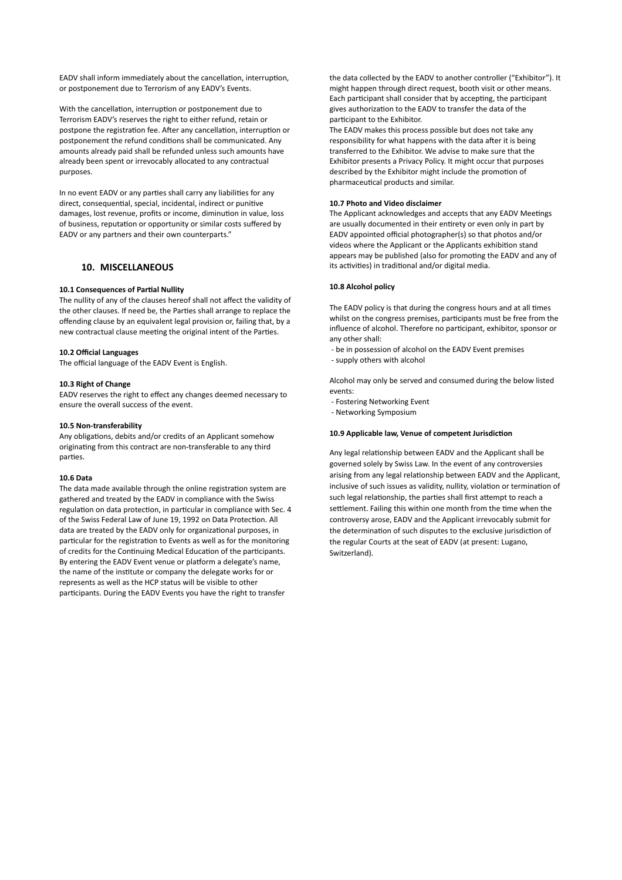EADV shall inform immediately about the cancellation, interruption, or postponement due to Terrorism of any EADV's Events.

With the cancellation, interruption or postponement due to Terrorism EADV's reserves the right to either refund, retain or postpone the registration fee. After any cancellation, interruption or postponement the refund conditions shall be communicated. Any amounts already paid shall be refunded unless such amounts have already been spent or irrevocably allocated to any contractual purposes.

In no event EADV or any parties shall carry any liabilities for any direct, consequential, special, incidental, indirect or punitive damages, lost revenue, profits or income, diminution in value, loss of business, reputation or opportunity or similar costs suffered by EADV or any partners and their own counterparts."

## 10. MISCELLANEOUS

**10.1 Consequences of Partial Nullity**

The nullity of any of the clauses hereof shall not affect the validity of the other clauses. If need be, the Parties shall arrange to replace the offending clause by an equivalent legal provision or, failing that, by a new contractual clause meeting the original intent of the Parties.

**10.2 Official Languages**

The official language of the EADV Event is English.

**10.3 Right of Change**

EADV reserves the right to effect any changes deemed necessary to ensure the overall success of the event.

**10.5 Non-transferability**

Any obligations, debits and/or credits of an Applicant somehow originating from this contract are non-transferable to any third parties.

**10.6 Data**

The data made available through the online registration system are gathered and treated by the EADV in compliance with the Swiss regulation on data protection, in particular in compliance with Sec. 4 of the Swiss Federal Law of June 19, 1992 on Data Protection. All data are treated by the EADV only for organizational purposes, in particular for the registration to Events as well as for the monitoring of credits for the Continuing Medical Education of the participants. By entering the EADV Event venue or platform a delegate's name, the name of the institute or company the delegate works for or represents as well as the HCP status will be visible to other participants. During the EADV Events you have the right to transfer the data collected by the EADV to another controller ("Exhibitor"). It might happen through direct request, booth visit or other means. Each participant shall consider that by accepting, the participant gives authorization to the EADV to transfer the data of the participant to the Exhibitor.
The EADV makes this process possible but does not take any responsibility for what happens with the data after it is being transferred to the Exhibitor. We advise to make sure that the Exhibitor presents a Privacy Policy. It might occur that purposes described by the Exhibitor might include the promotion of pharmaceutical products and similar.

**10.7 Photo and Video disclaimer**

The Applicant acknowledges and accepts that any EADV Meetings are usually documented in their entirety or even only in part by EADV appointed official photographer(s) so that photos and/or videos where the Applicant or the Applicants exhibition stand appears may be published (also for promoting the EADV and any of its activities) in traditional and/or digital media.

**10.8 Alcohol policy**

The EADV policy is that during the congress hours and at all times whilst on the congress premises, participants must be free from the influence of alcohol. Therefore no participant, exhibitor, sponsor or any other shall:

- be in possession of alcohol on the EADV Event premises
- supply others with alcohol

Alcohol may only be served and consumed during the below listed events:

- Fostering Networking Event
- Networking Symposium

**10.9 Applicable law, Venue of competent Jurisdiction**

Any legal relationship between EADV and the Applicant shall be governed solely by Swiss Law. In the event of any controversies arising from any legal relationship between EADV and the Applicant, inclusive of such issues as validity, nullity, violation or termination of such legal relationship, the parties shall first attempt to reach a settlement. Failing this within one month from the time when the controversy arose, EADV and the Applicant irrevocably submit for the determination of such disputes to the exclusive jurisdiction of the regular Courts at the seat of EADV (at present: Lugano, Switzerland).